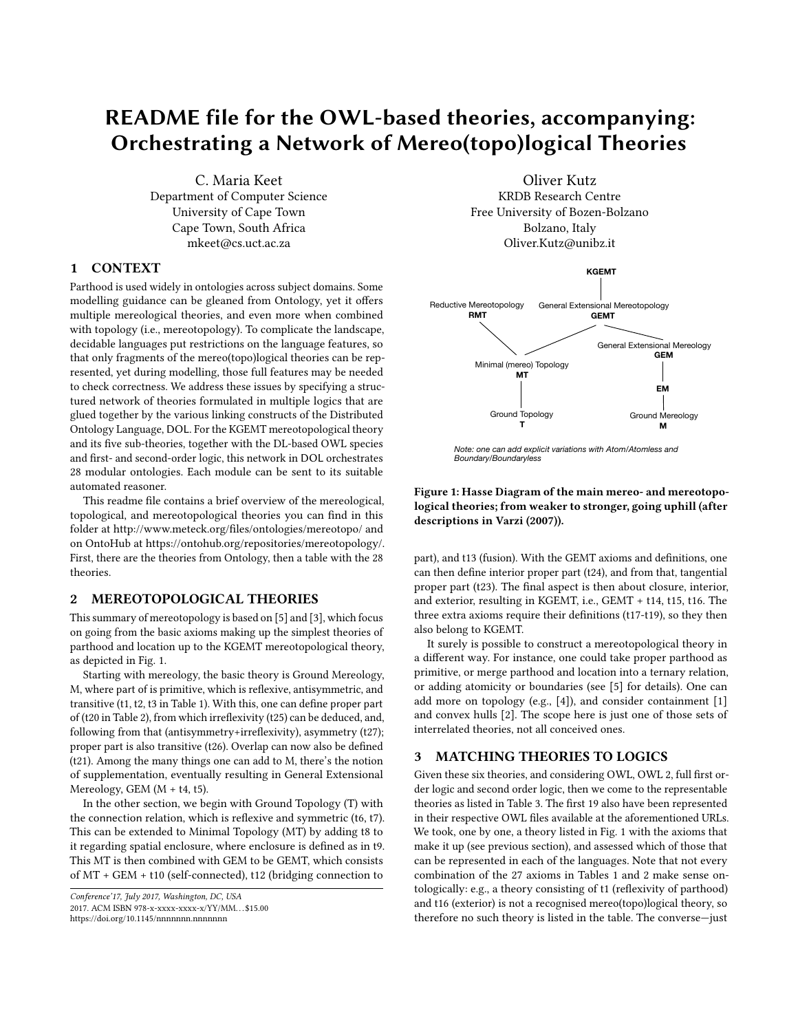# README file for the OWL-based theories, accompanying: Orchestrating a Network of Mereo(topo)logical Theories

C. Maria Keet
Department of Computer Science
University of Cape Town
Cape Town, South Africa
mkeet@cs.uct.ac.za

Oliver Kutz
KRDB Research Centre
Free University of Bozen-Bolzano
Bolzano, Italy
Oliver.Kutz@unibz.it

## 1 CONTEXT

Parthood is used widely in ontologies across subject domains. Some modelling guidance can be gleaned from Ontology, yet it offers multiple mereological theories, and even more when combined with topology (i.e., mereotopology). To complicate the landscape, decidable languages put restrictions on the language features, so that only fragments of the mereo(topo)logical theories can be represented, yet during modelling, those full features may be needed to check correctness. We address these issues by specifying a structured network of theories formulated in multiple logics that are glued together by the various linking constructs of the Distributed Ontology Language, DOL. For the KGEMT mereotopological theory and its five sub-theories, together with the DL-based OWL species and first- and second-order logic, this network in DOL orchestrates 28 modular ontologies. Each module can be sent to its suitable automated reasoner.

This readme file contains a brief overview of the mereological, topological, and mereotopological theories you can find in this folder at http://www.meteck.org/files/ontologies/mereotopo/ and on OntoHub at https://ontohub.org/repositories/mereotopology/. First, there are the theories from Ontology, then a table with the 28 theories.

## 2 MEREOTOPOLOGICAL THEORIES

This summary of mereotopology is based on [5] and [3], which focus on going from the basic axioms making up the simplest theories of parthood and location up to the KGEMT mereotopological theory, as depicted in Fig. 1.

Starting with mereology, the basic theory is Ground Mereology, M, where part of is primitive, which is reflexive, antisymmetric, and transitive (t1, t2, t3 in Table 1). With this, one can define proper part of (t20 in Table 2), from which irreflexivity (t25) can be deduced, and, following from that (antisymmetry+irreflexivity), asymmetry (t27); proper part is also transitive (t26). Overlap can now also be defined (t21). Among the many things one can add to M, there's the notion of supplementation, eventually resulting in General Extensional Mereology, GEM (M + t4, t5).

In the other section, we begin with Ground Topology (T) with the connection relation, which is reflexive and symmetric (t6, t7). This can be extended to Minimal Topology (MT) by adding t8 to it regarding spatial enclosure, where enclosure is defined as in t9. This MT is then combined with GEM to be GEMT, which consists of MT + GEM + t10 (self-connected), t12 (bridging connection to part), and t13 (fusion). With the GEMT axioms and definitions, one can then define interior proper part (t24), and from that, tangential proper part (t23). The final aspect is then about closure, interior, and exterior, resulting in KGEMT, i.e., GEMT + t14, t15, t16. The three extra axioms require their definitions (t17-t19), so they then also belong to KGEMT.

It surely is possible to construct a mereotopological theory in a different way. For instance, one could take proper parthood as primitive, or merge parthood and location into a ternary relation, or adding atomicity or boundaries (see [5] for details). One can add more on topology (e.g., [4]), and consider containment [1] and convex hulls [2]. The scope here is just one of those sets of interrelated theories, not all conceived ones.

KGEMT

Reductive Mereotopology **RMT** — General Extensional Mereotopology **GEMT**

General Extensional Mereology **GEM**

Minimal (mereo) Topology **MT**

**EM**

Ground Topology **T** — Ground Mereology **M**

*Note: one can add explicit variations with Atom/Atomless and Boundary/Boundaryless*

**Figure 1: Hasse Diagram of the main mereo- and mereotopological theories; from weaker to stronger, going uphill (after descriptions in Varzi (2007)).**

## 3 MATCHING THEORIES TO LOGICS

Given these six theories, and considering OWL, OWL 2, full first order logic and second order logic, then we come to the representable theories as listed in Table 3. The first 19 also have been represented in their respective OWL files available at the aforementioned URLs. We took, one by one, a theory listed in Fig. 1 with the axioms that make it up (see previous section), and assessed which of those that can be represented in each of the languages. Note that not every combination of the 27 axioms in Tables 1 and 2 make sense ontologically: e.g., a theory consisting of t1 (reflexivity of parthood) and t16 (exterior) is not a recognised mereo(topo)logical theory, so therefore no such theory is listed in the table. The converse—just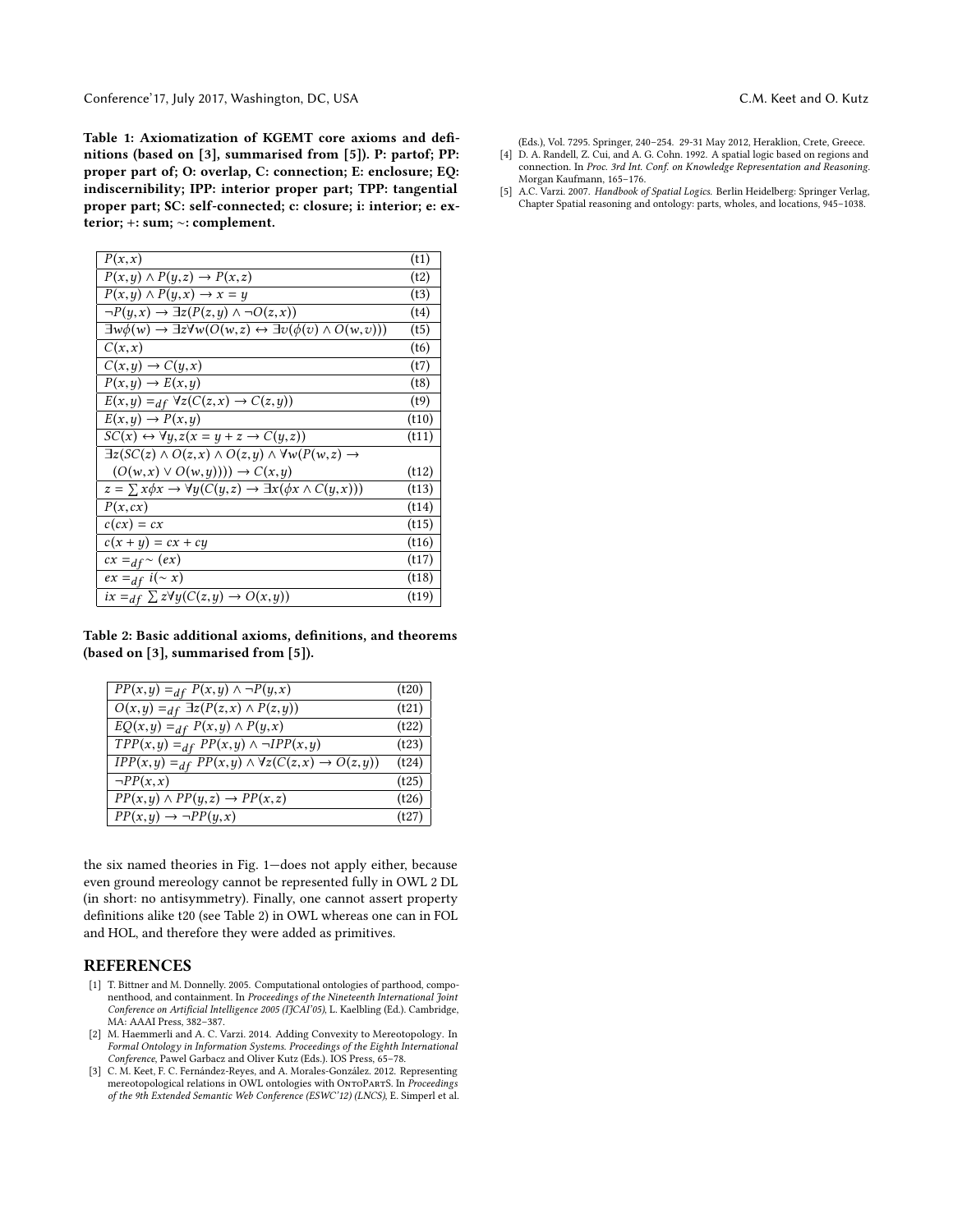**Table 1: Axiomatization of KGEMT core axioms and definitions (based on [3], summarised from [5]). P: partof; PP: proper part of; O: overlap, C: connection; E: enclosure; EQ: indiscernibility; IPP: interior proper part; TPP: tangential proper part; SC: self-connected; c: closure; i: interior; e: exterior; +: sum; ~: complement.**

| | |
|---|---|
| $P(x,x)$ | (t1) |
| $P(x,y) \wedge P(y,z) \rightarrow P(x,z)$ | (t2) |
| $P(x,y) \wedge P(y,x) \rightarrow x = y$ | (t3) |
| $\neg P(y,x) \rightarrow \exists z(P(z,y) \wedge \neg O(z,x))$ | (t4) |
| $\exists w \phi(w) \rightarrow \exists z \forall w(O(w,z) \leftrightarrow \exists v(\phi(v) \wedge O(w,v)))$ | (t5) |
| $C(x,x)$ | (t6) |
| $C(x,y) \rightarrow C(y,x)$ | (t7) |
| $P(x,y) \rightarrow E(x,y)$ | (t8) |
| $E(x,y) =_{df} \forall z(C(z,x) \rightarrow C(z,y))$ | (t9) |
| $E(x,y) \rightarrow P(x,y)$ | (t10) |
| $SC(x) \leftrightarrow \forall y,z(x = y + z \rightarrow C(y,z))$ | (t11) |
| $\exists z(SC(z) \wedge O(z,x) \wedge O(z,y) \wedge \forall w(P(w,z) \rightarrow$ $(O(w,x) \vee O(w,y)))) \rightarrow C(x,y)$ | (t12) |
| $z = \sum x \phi x \rightarrow \forall y(C(y,z) \rightarrow \exists x(\phi x \wedge C(y,x)))$ | (t13) |
| $P(x, cx)$ | (t14) |
| $c(cx) = cx$ | (t15) |
| $c(x+y) = cx + cy$ | (t16) |
| $cx =_{df} \sim (ex)$ | (t17) |
| $ex =_{df} i(\sim x)$ | (t18) |
| $ix =_{df} \sum z \forall y(C(z,y) \rightarrow O(x,y))$ | (t19) |

**Table 2: Basic additional axioms, definitions, and theorems (based on [3], summarised from [5]).**

| | |
|---|---|
| $PP(x,y) =_{df} P(x,y) \wedge \neg P(y,x)$ | (t20) |
| $O(x,y) =_{df} \exists z(P(z,x) \wedge P(z,y))$ | (t21) |
| $EQ(x,y) =_{df} P(x,y) \wedge P(y,x)$ | (t22) |
| $TPP(x,y) =_{df} PP(x,y) \wedge \neg IPP(x,y)$ | (t23) |
| $IPP(x,y) =_{df} PP(x,y) \wedge \forall z(C(z,x) \rightarrow O(z,y))$ | (t24) |
| $\neg PP(x,x)$ | (t25) |
| $PP(x,y) \wedge PP(y,z) \rightarrow PP(x,z)$ | (t26) |
| $PP(x,y) \rightarrow \neg PP(y,x)$ | (t27) |

the six named theories in Fig. 1—does not apply either, because even ground mereology cannot be represented fully in OWL 2 DL (in short: no antisymmetry). Finally, one cannot assert property definitions alike t20 (see Table 2) in OWL whereas one can in FOL and HOL, and therefore they were added as primitives.

## REFERENCES

- [1] T. Bittner and M. Donnelly. 2005. Computational ontologies of parthood, componenthood, and containment. In *Proceedings of the Nineteenth International Joint Conference on Artificial Intelligence 2005 (IJCAI'05)*, L. Kaelbling (Ed.). Cambridge, MA: AAAI Press, 382–387.
- [2] M. Haemmerli and A. C. Varzi. 2014. Adding Convexity to Mereotopology. In *Formal Ontology in Information Systems. Proceedings of the Eighth International Conference*, Pawel Garbacz and Oliver Kutz (Eds.). IOS Press, 65–78.
- [3] C. M. Keet, F. C. Fernández-Reyes, and A. Morales-González. 2012. Representing mereotopological relations in OWL ontologies with OntoParts. In *Proceedings of the 9th Extended Semantic Web Conference (ESWC'12) (LNCS)*, E. Simperl et al. (Eds.), Vol. 7295. Springer, 240–254. 29-31 May 2012, Heraklion, Crete, Greece.
- [4] D. A. Randell, Z. Cui, and A. G. Cohn. 1992. A spatial logic based on regions and connection. In *Proc. 3rd Int. Conf. on Knowledge Representation and Reasoning*. Morgan Kaufmann, 165–176.
- [5] A.C. Varzi. 2007. *Handbook of Spatial Logics*. Berlin Heidelberg: Springer Verlag, Chapter Spatial reasoning and ontology: parts, wholes, and locations, 945–1038.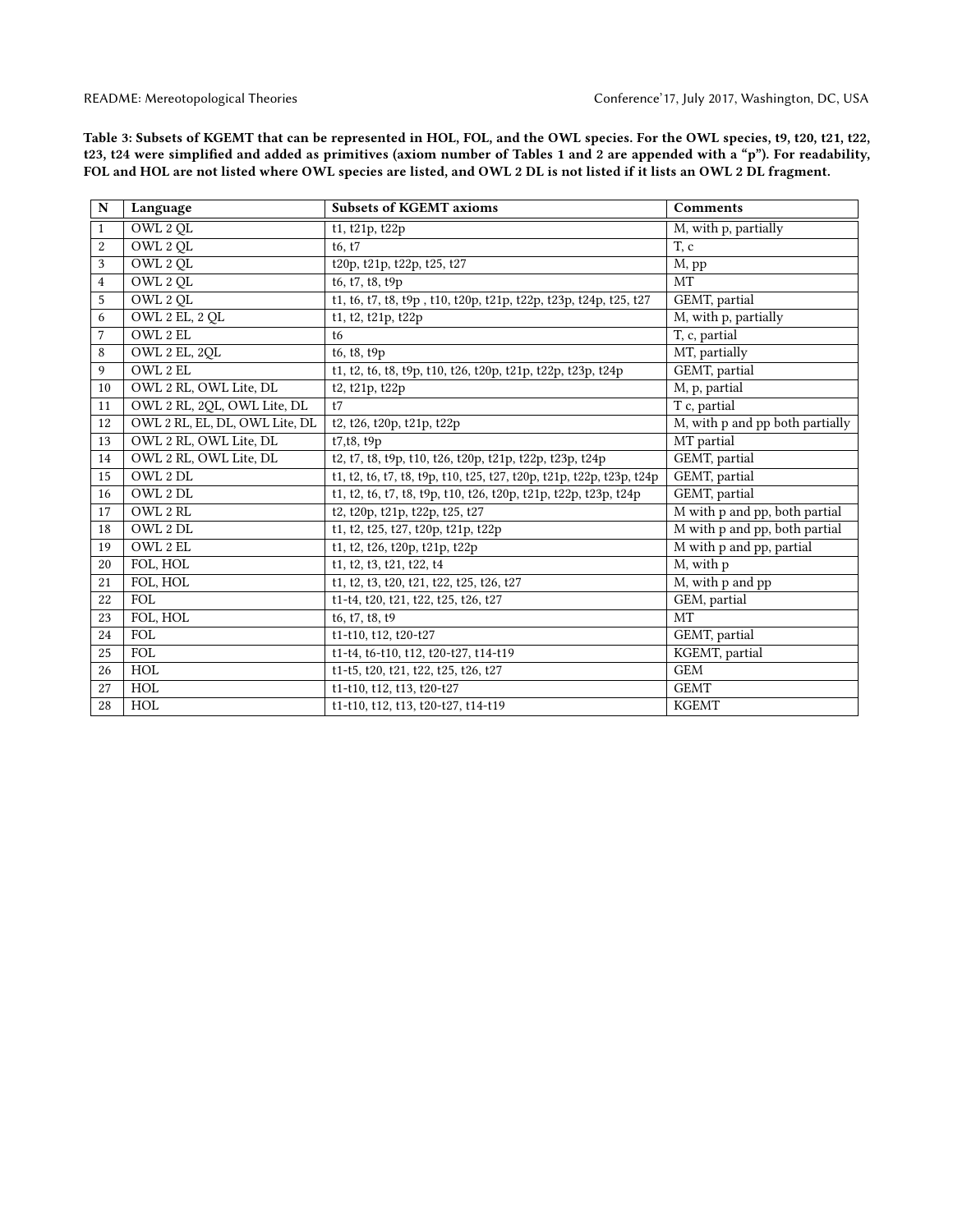**Table 3: Subsets of KGEMT that can be represented in HOL, FOL, and the OWL species. For the OWL species, t9, t20, t21, t22, t23, t24 were simplified and added as primitives (axiom number of Tables 1 and 2 are appended with a "p"). For readability, FOL and HOL are not listed where OWL species are listed, and OWL 2 DL is not listed if it lists an OWL 2 DL fragment.**

| N | Language | Subsets of KGEMT axioms | Comments |
|---|---|---|---|
| 1 | OWL 2 QL | t1, t21p, t22p | M, with p, partially |
| 2 | OWL 2 QL | t6, t7 | T, c |
| 3 | OWL 2 QL | t20p, t21p, t22p, t25, t27 | M, pp |
| 4 | OWL 2 QL | t6, t7, t8, t9p | MT |
| 5 | OWL 2 QL | t1, t6, t7, t8, t9p , t10, t20p, t21p, t22p, t23p, t24p, t25, t27 | GEMT, partial |
| 6 | OWL 2 EL, 2 QL | t1, t2, t21p, t22p | M, with p, partially |
| 7 | OWL 2 EL | t6 | T, c, partial |
| 8 | OWL 2 EL, 2QL | t6, t8, t9p | MT, partially |
| 9 | OWL 2 EL | t1, t2, t6, t8, t9p, t10, t26, t20p, t21p, t22p, t23p, t24p | GEMT, partial |
| 10 | OWL 2 RL, OWL Lite, DL | t2, t21p, t22p | M, p, partial |
| 11 | OWL 2 RL, 2QL, OWL Lite, DL | t7 | T c, partial |
| 12 | OWL 2 RL, EL, DL, OWL Lite, DL | t2, t26, t20p, t21p, t22p | M, with p and pp both partially |
| 13 | OWL 2 RL, OWL Lite, DL | t7,t8, t9p | MT partial |
| 14 | OWL 2 RL, OWL Lite, DL | t2, t7, t8, t9p, t10, t26, t20p, t21p, t22p, t23p, t24p | GEMT, partial |
| 15 | OWL 2 DL | t1, t2, t6, t7, t8, t9p, t10, t25, t27, t20p, t21p, t22p, t23p, t24p | GEMT, partial |
| 16 | OWL 2 DL | t1, t2, t6, t7, t8, t9p, t10, t26, t20p, t21p, t22p, t23p, t24p | GEMT, partial |
| 17 | OWL 2 RL | t2, t20p, t21p, t22p, t25, t27 | M with p and pp, both partial |
| 18 | OWL 2 DL | t1, t2, t25, t27, t20p, t21p, t22p | M with p and pp, both partial |
| 19 | OWL 2 EL | t1, t2, t26, t20p, t21p, t22p | M with p and pp, partial |
| 20 | FOL, HOL | t1, t2, t3, t21, t22, t4 | M, with p |
| 21 | FOL, HOL | t1, t2, t3, t20, t21, t22, t25, t26, t27 | M, with p and pp |
| 22 | FOL | t1-t4, t20, t21, t22, t25, t26, t27 | GEM, partial |
| 23 | FOL, HOL | t6, t7, t8, t9 | MT |
| 24 | FOL | t1-t10, t12, t20-t27 | GEMT, partial |
| 25 | FOL | t1-t4, t6-t10, t12, t20-t27, t14-t19 | KGEMT, partial |
| 26 | HOL | t1-t5, t20, t21, t22, t25, t26, t27 | GEM |
| 27 | HOL | t1-t10, t12, t13, t20-t27 | GEMT |
| 28 | HOL | t1-t10, t12, t13, t20-t27, t14-t19 | KGEMT |